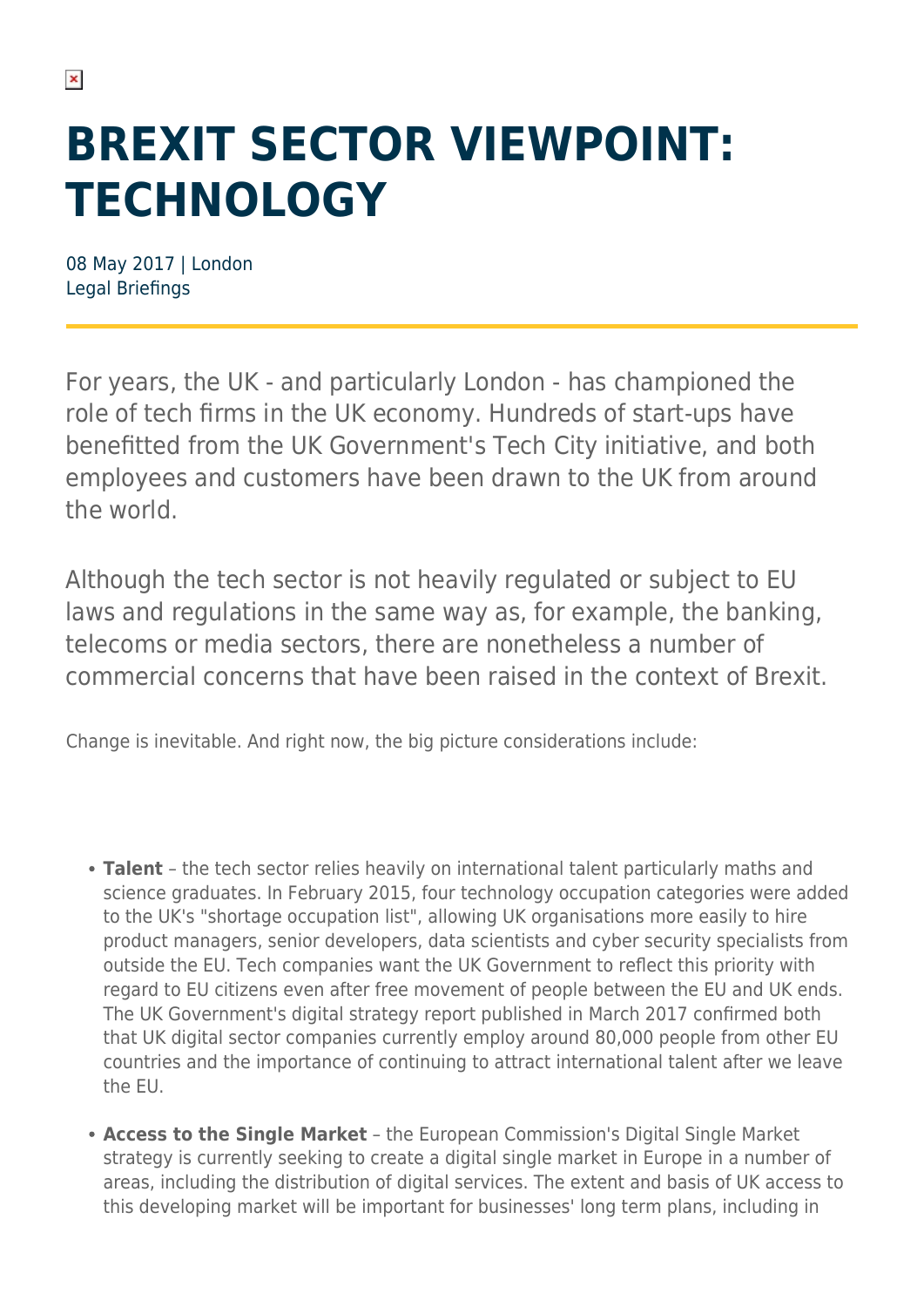# BREXIT SECTOR VIEWPOINT: TECHNOLOGY

08 May 2017 | London
Legal Briefings

For years, the UK - and particularly London - has championed the role of tech firms in the UK economy. Hundreds of start-ups have benefitted from the UK Government's Tech City initiative, and both employees and customers have been drawn to the UK from around the world.

Although the tech sector is not heavily regulated or subject to EU laws and regulations in the same way as, for example, the banking, telecoms or media sectors, there are nonetheless a number of commercial concerns that have been raised in the context of Brexit.

Change is inevitable. And right now, the big picture considerations include:

- **Talent** – the tech sector relies heavily on international talent particularly maths and science graduates. In February 2015, four technology occupation categories were added to the UK's "shortage occupation list", allowing UK organisations more easily to hire product managers, senior developers, data scientists and cyber security specialists from outside the EU. Tech companies want the UK Government to reflect this priority with regard to EU citizens even after free movement of people between the EU and UK ends. The UK Government's digital strategy report published in March 2017 confirmed both that UK digital sector companies currently employ around 80,000 people from other EU countries and the importance of continuing to attract international talent after we leave the EU.
- **Access to the Single Market** – the European Commission's Digital Single Market strategy is currently seeking to create a digital single market in Europe in a number of areas, including the distribution of digital services. The extent and basis of UK access to this developing market will be important for businesses' long term plans, including in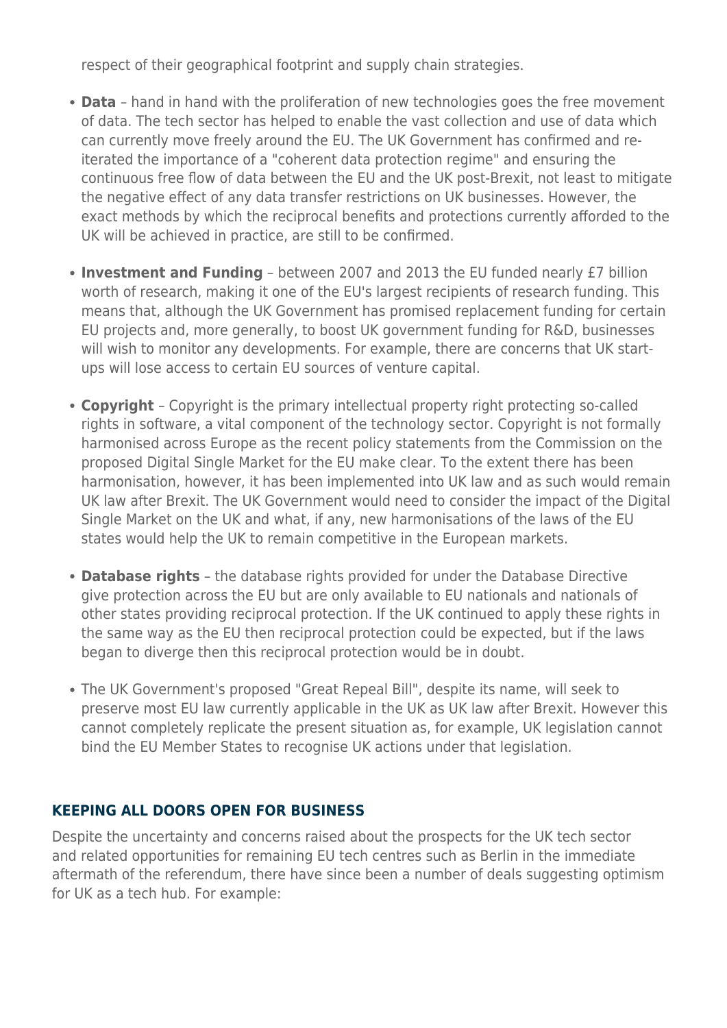respect of their geographical footprint and supply chain strategies.

- **Data** – hand in hand with the proliferation of new technologies goes the free movement of data. The tech sector has helped to enable the vast collection and use of data which can currently move freely around the EU. The UK Government has confirmed and re-iterated the importance of a "coherent data protection regime" and ensuring the continuous free flow of data between the EU and the UK post-Brexit, not least to mitigate the negative effect of any data transfer restrictions on UK businesses. However, the exact methods by which the reciprocal benefits and protections currently afforded to the UK will be achieved in practice, are still to be confirmed.
- **Investment and Funding** – between 2007 and 2013 the EU funded nearly £7 billion worth of research, making it one of the EU's largest recipients of research funding. This means that, although the UK Government has promised replacement funding for certain EU projects and, more generally, to boost UK government funding for R&D, businesses will wish to monitor any developments. For example, there are concerns that UK start-ups will lose access to certain EU sources of venture capital.
- **Copyright** – Copyright is the primary intellectual property right protecting so-called rights in software, a vital component of the technology sector. Copyright is not formally harmonised across Europe as the recent policy statements from the Commission on the proposed Digital Single Market for the EU make clear. To the extent there has been harmonisation, however, it has been implemented into UK law and as such would remain UK law after Brexit. The UK Government would need to consider the impact of the Digital Single Market on the UK and what, if any, new harmonisations of the laws of the EU states would help the UK to remain competitive in the European markets.
- **Database rights** – the database rights provided for under the Database Directive give protection across the EU but are only available to EU nationals and nationals of other states providing reciprocal protection. If the UK continued to apply these rights in the same way as the EU then reciprocal protection could be expected, but if the laws began to diverge then this reciprocal protection would be in doubt.
- The UK Government's proposed "Great Repeal Bill", despite its name, will seek to preserve most EU law currently applicable in the UK as UK law after Brexit. However this cannot completely replicate the present situation as, for example, UK legislation cannot bind the EU Member States to recognise UK actions under that legislation.

## KEEPING ALL DOORS OPEN FOR BUSINESS

Despite the uncertainty and concerns raised about the prospects for the UK tech sector and related opportunities for remaining EU tech centres such as Berlin in the immediate aftermath of the referendum, there have since been a number of deals suggesting optimism for UK as a tech hub. For example: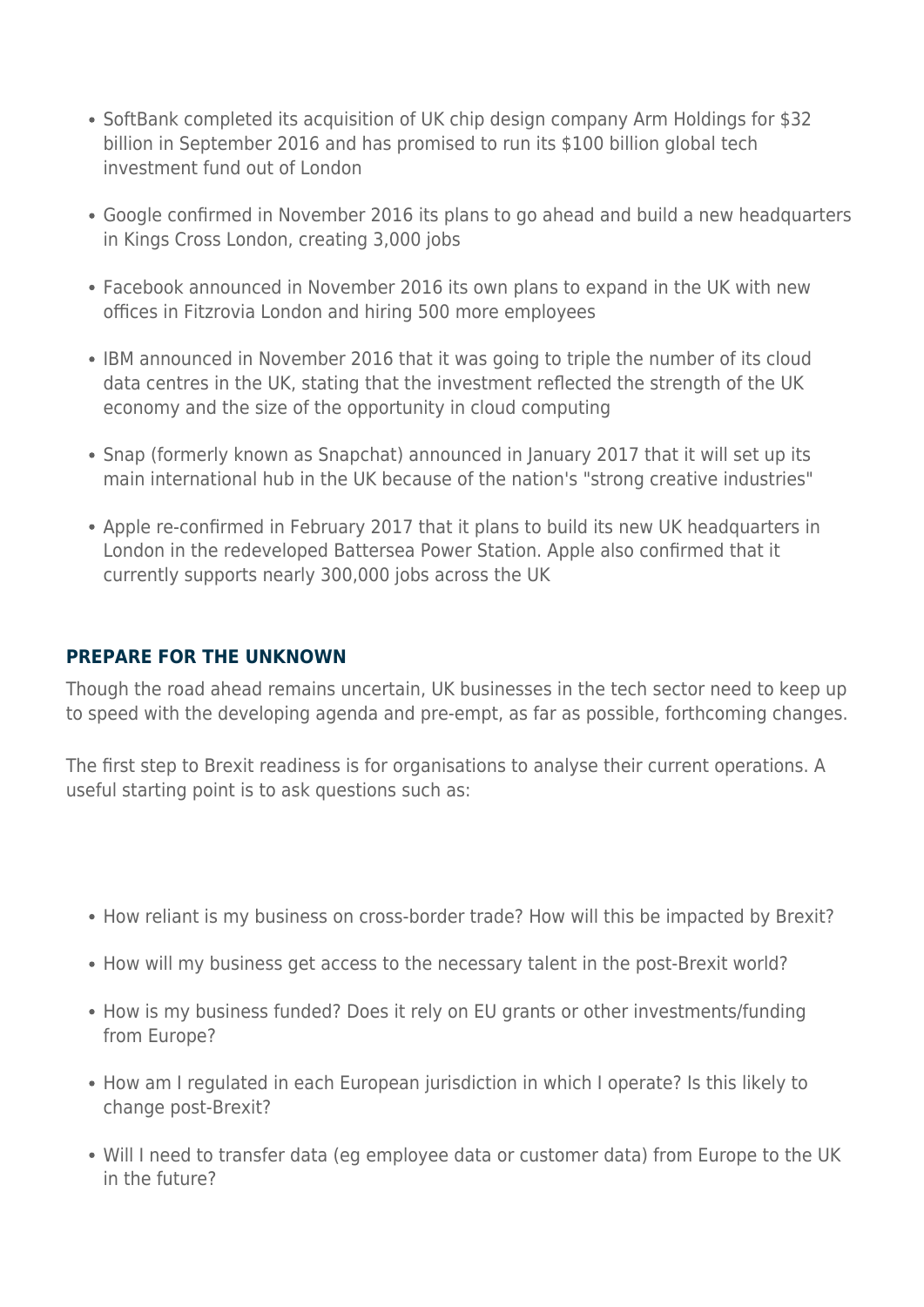- SoftBank completed its acquisition of UK chip design company Arm Holdings for $32 billion in September 2016 and has promised to run its $100 billion global tech investment fund out of London
- Google confirmed in November 2016 its plans to go ahead and build a new headquarters in Kings Cross London, creating 3,000 jobs
- Facebook announced in November 2016 its own plans to expand in the UK with new offices in Fitzrovia London and hiring 500 more employees
- IBM announced in November 2016 that it was going to triple the number of its cloud data centres in the UK, stating that the investment reflected the strength of the UK economy and the size of the opportunity in cloud computing
- Snap (formerly known as Snapchat) announced in January 2017 that it will set up its main international hub in the UK because of the nation's "strong creative industries"
- Apple re-confirmed in February 2017 that it plans to build its new UK headquarters in London in the redeveloped Battersea Power Station. Apple also confirmed that it currently supports nearly 300,000 jobs across the UK

## PREPARE FOR THE UNKNOWN

Though the road ahead remains uncertain, UK businesses in the tech sector need to keep up to speed with the developing agenda and pre-empt, as far as possible, forthcoming changes.

The first step to Brexit readiness is for organisations to analyse their current operations. A useful starting point is to ask questions such as:

- How reliant is my business on cross-border trade? How will this be impacted by Brexit?
- How will my business get access to the necessary talent in the post-Brexit world?
- How is my business funded? Does it rely on EU grants or other investments/funding from Europe?
- How am I regulated in each European jurisdiction in which I operate? Is this likely to change post-Brexit?
- Will I need to transfer data (eg employee data or customer data) from Europe to the UK in the future?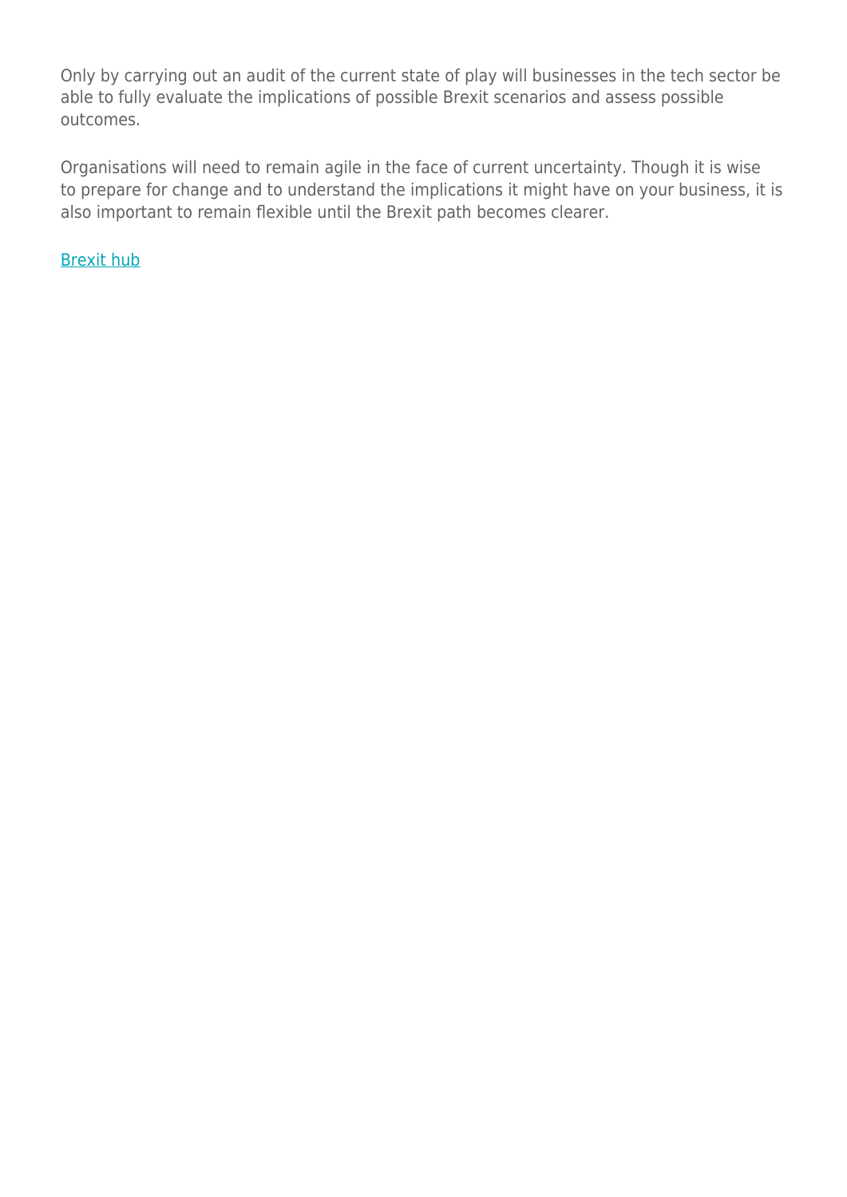Only by carrying out an audit of the current state of play will businesses in the tech sector be able to fully evaluate the implications of possible Brexit scenarios and assess possible outcomes.

Organisations will need to remain agile in the face of current uncertainty. Though it is wise to prepare for change and to understand the implications it might have on your business, it is also important to remain flexible until the Brexit path becomes clearer.

Brexit hub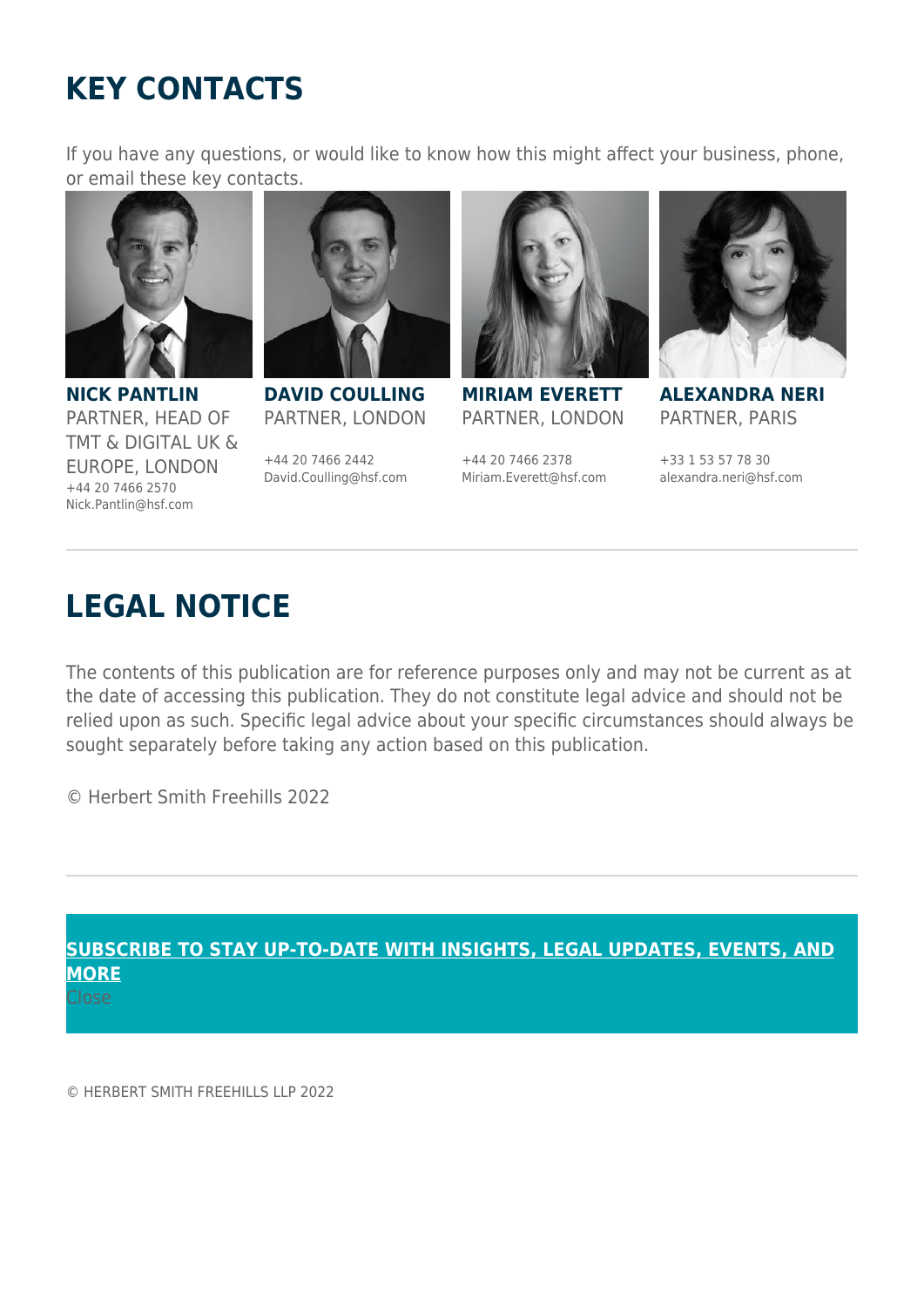## KEY CONTACTS

If you have any questions, or would like to know how this might affect your business, phone, or email these key contacts.

**NICK PANTLIN**
PARTNER, HEAD OF TMT & DIGITAL UK & EUROPE, LONDON
+44 20 7466 2570
Nick.Pantlin@hsf.com

**DAVID COULLING**
PARTNER, LONDON
+44 20 7466 2442
David.Coulling@hsf.com

**MIRIAM EVERETT**
PARTNER, LONDON
+44 20 7466 2378
Miriam.Everett@hsf.com

**ALEXANDRA NERI**
PARTNER, PARIS
+33 1 53 57 78 30
alexandra.neri@hsf.com

## LEGAL NOTICE

The contents of this publication are for reference purposes only and may not be current as at the date of accessing this publication. They do not constitute legal advice and should not be relied upon as such. Specific legal advice about your specific circumstances should always be sought separately before taking any action based on this publication.

© Herbert Smith Freehills 2022

**SUBSCRIBE TO STAY UP-TO-DATE WITH INSIGHTS, LEGAL UPDATES, EVENTS, AND MORE**

Close

© HERBERT SMITH FREEHILLS LLP 2022